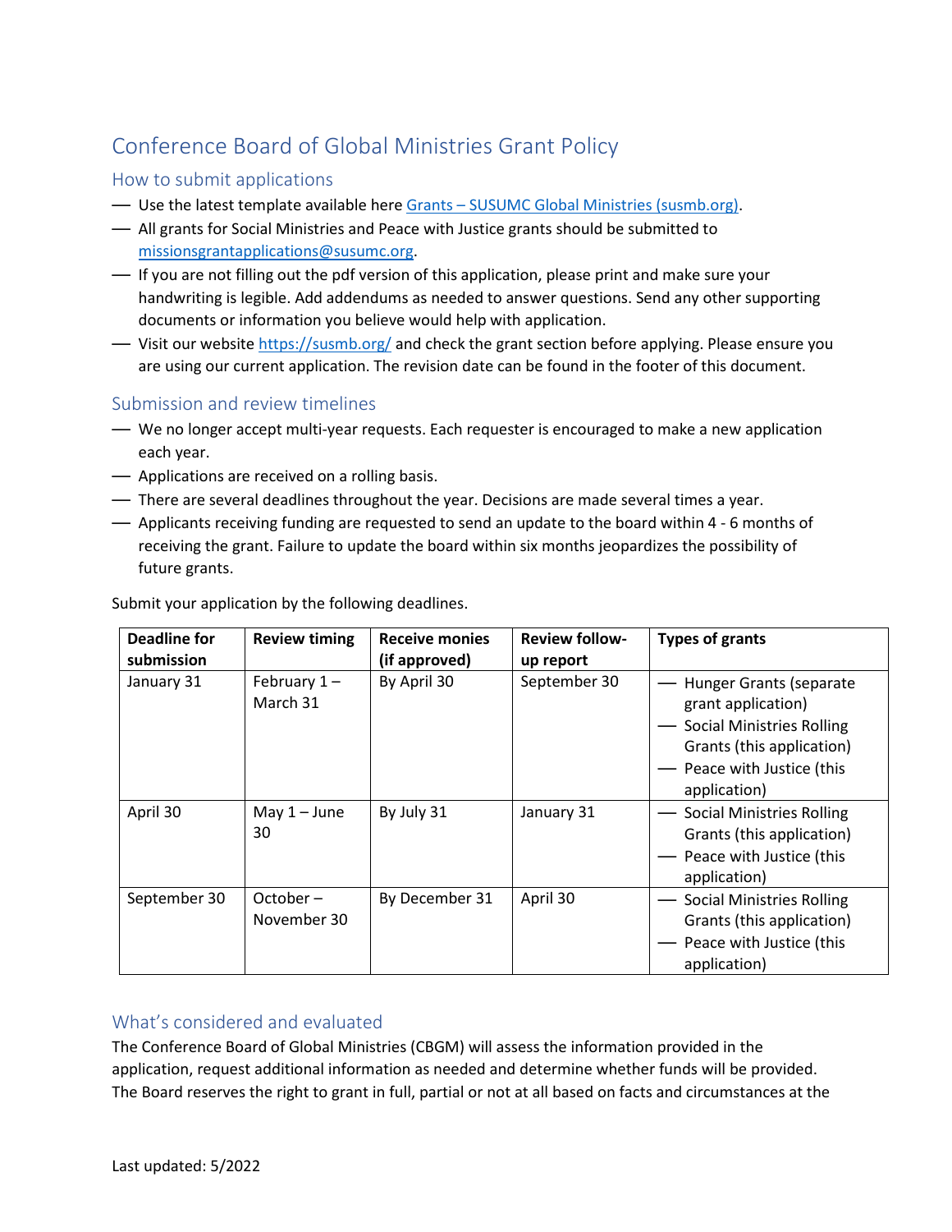# Conference Board of Global Ministries Grant Policy

## How to submit applications

- Use the latest template available here [Grants – SUSUMC Global Ministries (susmb.org)](https://susmb.org/).
- All grants for Social Ministries and Peace with Justice grants should be submitted to [missionsgrantapplications@susumc.org](mailto:missionsgrantapplications@susumc.org).
- If you are not filling out the pdf version of this application, please print and make sure your handwriting is legible. Add addendums as needed to answer questions. Send any other supporting documents or information you believe would help with application.
- Visit our website [https://susmb.org/](https://susmb.org/) and check the grant section before applying. Please ensure you are using our current application. The revision date can be found in the footer of this document.

## Submission and review timelines

- We no longer accept multi-year requests. Each requester is encouraged to make a new application each year.
- Applications are received on a rolling basis.
- There are several deadlines throughout the year. Decisions are made several times a year.
- Applicants receiving funding are requested to send an update to the board within 4 - 6 months of receiving the grant. Failure to update the board within six months jeopardizes the possibility of future grants.

Submit your application by the following deadlines.

| Deadline for submission | Review timing | Receive monies (if approved) | Review follow-up report | Types of grants |
|---|---|---|---|---|
| January 31 | February 1 – March 31 | By April 30 | September 30 | — Hunger Grants (separate grant application)<br>— Social Ministries Rolling Grants (this application)<br>— Peace with Justice (this application) |
| April 30 | May 1 – June 30 | By July 31 | January 31 | — Social Ministries Rolling Grants (this application)<br>— Peace with Justice (this application) |
| September 30 | October – November 30 | By December 31 | April 30 | — Social Ministries Rolling Grants (this application)<br>— Peace with Justice (this application) |

## What's considered and evaluated

The Conference Board of Global Ministries (CBGM) will assess the information provided in the application, request additional information as needed and determine whether funds will be provided. The Board reserves the right to grant in full, partial or not at all based on facts and circumstances at the

Last updated: 5/2022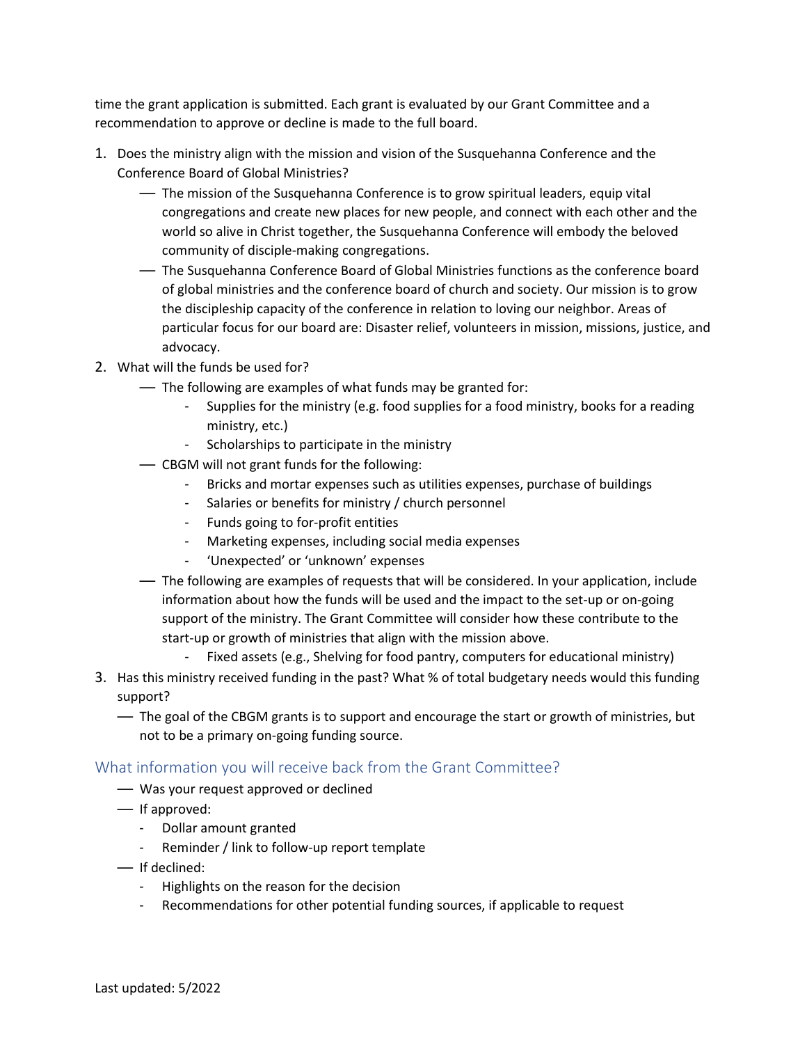time the grant application is submitted. Each grant is evaluated by our Grant Committee and a recommendation to approve or decline is made to the full board.

1. Does the ministry align with the mission and vision of the Susquehanna Conference and the Conference Board of Global Ministries?
    - The mission of the Susquehanna Conference is to grow spiritual leaders, equip vital congregations and create new places for new people, and connect with each other and the world so alive in Christ together, the Susquehanna Conference will embody the beloved community of disciple-making congregations.
    - The Susquehanna Conference Board of Global Ministries functions as the conference board of global ministries and the conference board of church and society. Our mission is to grow the discipleship capacity of the conference in relation to loving our neighbor. Areas of particular focus for our board are: Disaster relief, volunteers in mission, missions, justice, and advocacy.
2. What will the funds be used for?
    - The following are examples of what funds may be granted for:
        - Supplies for the ministry (e.g. food supplies for a food ministry, books for a reading ministry, etc.)
        - Scholarships to participate in the ministry
    - CBGM will not grant funds for the following:
        - Bricks and mortar expenses such as utilities expenses, purchase of buildings
        - Salaries or benefits for ministry / church personnel
        - Funds going to for-profit entities
        - Marketing expenses, including social media expenses
        - 'Unexpected' or 'unknown' expenses
    - The following are examples of requests that will be considered. In your application, include information about how the funds will be used and the impact to the set-up or on-going support of the ministry. The Grant Committee will consider how these contribute to the start-up or growth of ministries that align with the mission above.
        - Fixed assets (e.g., Shelving for food pantry, computers for educational ministry)
3. Has this ministry received funding in the past? What % of total budgetary needs would this funding support?
    - The goal of the CBGM grants is to support and encourage the start or growth of ministries, but not to be a primary on-going funding source.

## What information you will receive back from the Grant Committee?

- Was your request approved or declined
- If approved:
    - Dollar amount granted
    - Reminder / link to follow-up report template
- If declined:
    - Highlights on the reason for the decision
    - Recommendations for other potential funding sources, if applicable to request

Last updated: 5/2022